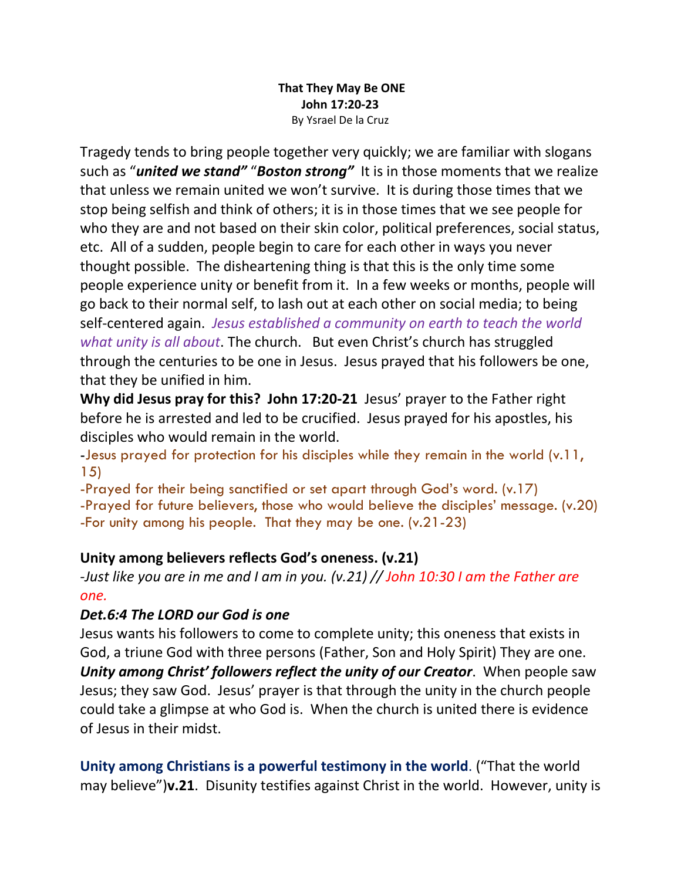**That They May Be ONE**
**John 17:20-23**
By Ysrael De la Cruz

Tragedy tends to bring people together very quickly; we are familiar with slogans such as "***united we stand"*** "***Boston strong"*** It is in those moments that we realize that unless we remain united we won't survive. It is during those times that we stop being selfish and think of others; it is in those times that we see people for who they are and not based on their skin color, political preferences, social status, etc. All of a sudden, people begin to care for each other in ways you never thought possible. The disheartening thing is that this is the only time some people experience unity or benefit from it. In a few weeks or months, people will go back to their normal self, to lash out at each other on social media; to being self-centered again. *Jesus established a community on earth to teach the world what unity is all about*. The church. But even Christ's church has struggled through the centuries to be one in Jesus. Jesus prayed that his followers be one, that they be unified in him.

**Why did Jesus pray for this? John 17:20-21** Jesus' prayer to the Father right before he is arrested and led to be crucified. Jesus prayed for his apostles, his disciples who would remain in the world.

-Jesus prayed for protection for his disciples while they remain in the world (v.11, 15)
-Prayed for their being sanctified or set apart through God's word. (v.17)
-Prayed for future believers, those who would believe the disciples' message. (v.20)
-For unity among his people. That they may be one. (v.21-23)

**Unity among believers reflects God's oneness. (v.21)**

*-Just like you are in me and I am in you. (v.21) //* *John 10:30 I am the Father are one.*

***Det.6:4 The LORD our God is one***

Jesus wants his followers to come to complete unity; this oneness that exists in God, a triune God with three persons (Father, Son and Holy Spirit) They are one. ***Unity among Christ' followers reflect the unity of our Creator***. When people saw Jesus; they saw God. Jesus' prayer is that through the unity in the church people could take a glimpse at who God is. When the church is united there is evidence of Jesus in their midst.

**Unity among Christians is a powerful testimony in the world**. ("That the world may believe")**v.21**. Disunity testifies against Christ in the world. However, unity is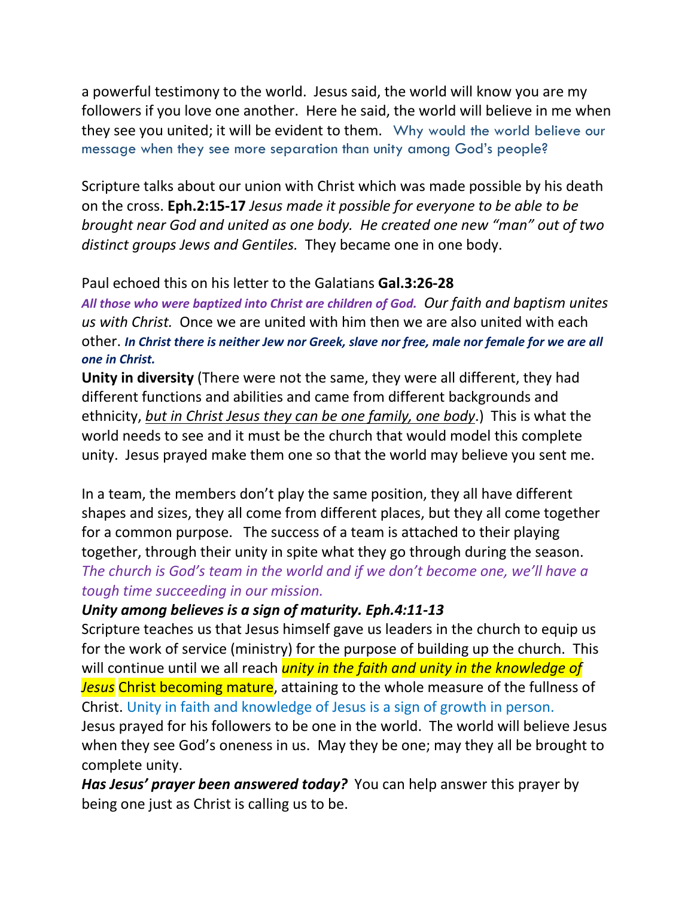a powerful testimony to the world. Jesus said, the world will know you are my followers if you love one another. Here he said, the world will believe in me when they see you united; it will be evident to them. Why would the world believe our message when they see more separation than unity among God's people?

Scripture talks about our union with Christ which was made possible by his death on the cross. **Eph.2:15-17** *Jesus made it possible for everyone to be able to be brought near God and united as one body. He created one new "man" out of two distinct groups Jews and Gentiles.* They became one in one body.

Paul echoed this on his letter to the Galatians **Gal.3:26-28**
***All those who were baptized into Christ are children of God.*** *Our faith and baptism unites us with Christ.* Once we are united with him then we are also united with each other. ***In Christ there is neither Jew nor Greek, slave nor free, male nor female for we are all one in Christ.***
**Unity in diversity** (There were not the same, they were all different, they had different functions and abilities and came from different backgrounds and ethnicity, *but in Christ Jesus they can be one family, one body*.) This is what the world needs to see and it must be the church that would model this complete unity. Jesus prayed make them one so that the world may believe you sent me.

In a team, the members don't play the same position, they all have different shapes and sizes, they all come from different places, but they all come together for a common purpose. The success of a team is attached to their playing together, through their unity in spite what they go through during the season. *The church is God's team in the world and if we don't become one, we'll have a tough time succeeding in our mission.*
***Unity among believes is a sign of maturity. Eph.4:11-13***
Scripture teaches us that Jesus himself gave us leaders in the church to equip us for the work of service (ministry) for the purpose of building up the church. This will continue until we all reach *unity in the faith and unity in the knowledge of Jesus* Christ becoming mature, attaining to the whole measure of the fullness of Christ. Unity in faith and knowledge of Jesus is a sign of growth in person.
Jesus prayed for his followers to be one in the world. The world will believe Jesus when they see God's oneness in us. May they be one; may they all be brought to complete unity.
***Has Jesus' prayer been answered today?*** You can help answer this prayer by being one just as Christ is calling us to be.